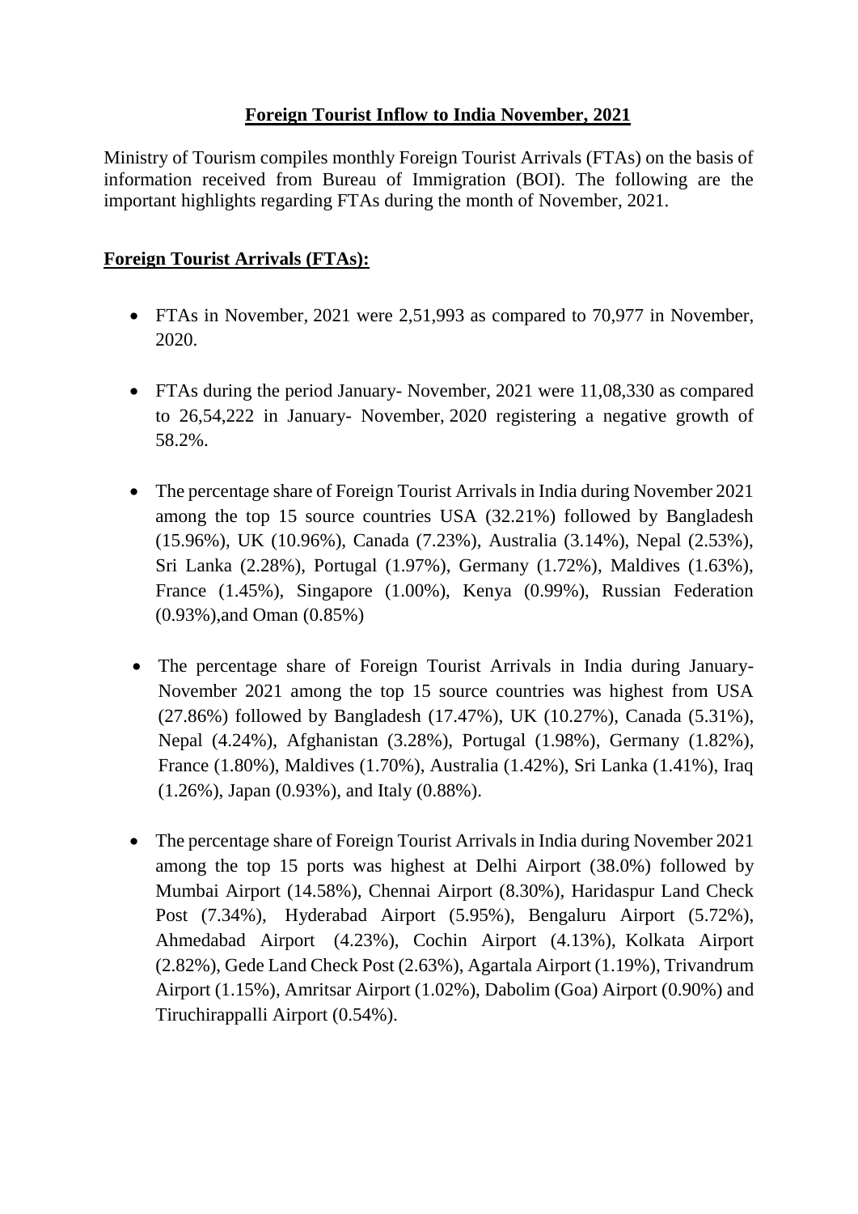# Foreign Tourist Inflow to India November, 2021

Ministry of Tourism compiles monthly Foreign Tourist Arrivals (FTAs) on the basis of information received from Bureau of Immigration (BOI). The following are the important highlights regarding FTAs during the month of November, 2021.

## Foreign Tourist Arrivals (FTAs):

- FTAs in November, 2021 were 2,51,993 as compared to 70,977 in November, 2020.

- FTAs during the period January- November, 2021 were 11,08,330 as compared to 26,54,222 in January- November, 2020 registering a negative growth of 58.2%.

- The percentage share of Foreign Tourist Arrivals in India during November 2021 among the top 15 source countries USA (32.21%) followed by Bangladesh (15.96%), UK (10.96%), Canada (7.23%), Australia (3.14%), Nepal (2.53%), Sri Lanka (2.28%), Portugal (1.97%), Germany (1.72%), Maldives (1.63%), France (1.45%), Singapore (1.00%), Kenya (0.99%), Russian Federation (0.93%),and Oman (0.85%)

- The percentage share of Foreign Tourist Arrivals in India during January-November 2021 among the top 15 source countries was highest from USA (27.86%) followed by Bangladesh (17.47%), UK (10.27%), Canada (5.31%), Nepal (4.24%), Afghanistan (3.28%), Portugal (1.98%), Germany (1.82%), France (1.80%), Maldives (1.70%), Australia (1.42%), Sri Lanka (1.41%), Iraq (1.26%), Japan (0.93%), and Italy (0.88%).

- The percentage share of Foreign Tourist Arrivals in India during November 2021 among the top 15 ports was highest at Delhi Airport (38.0%) followed by Mumbai Airport (14.58%), Chennai Airport (8.30%), Haridaspur Land Check Post (7.34%), Hyderabad Airport (5.95%), Bengaluru Airport (5.72%), Ahmedabad Airport (4.23%), Cochin Airport (4.13%), Kolkata Airport (2.82%), Gede Land Check Post (2.63%), Agartala Airport (1.19%), Trivandrum Airport (1.15%), Amritsar Airport (1.02%), Dabolim (Goa) Airport (0.90%) and Tiruchirappalli Airport (0.54%).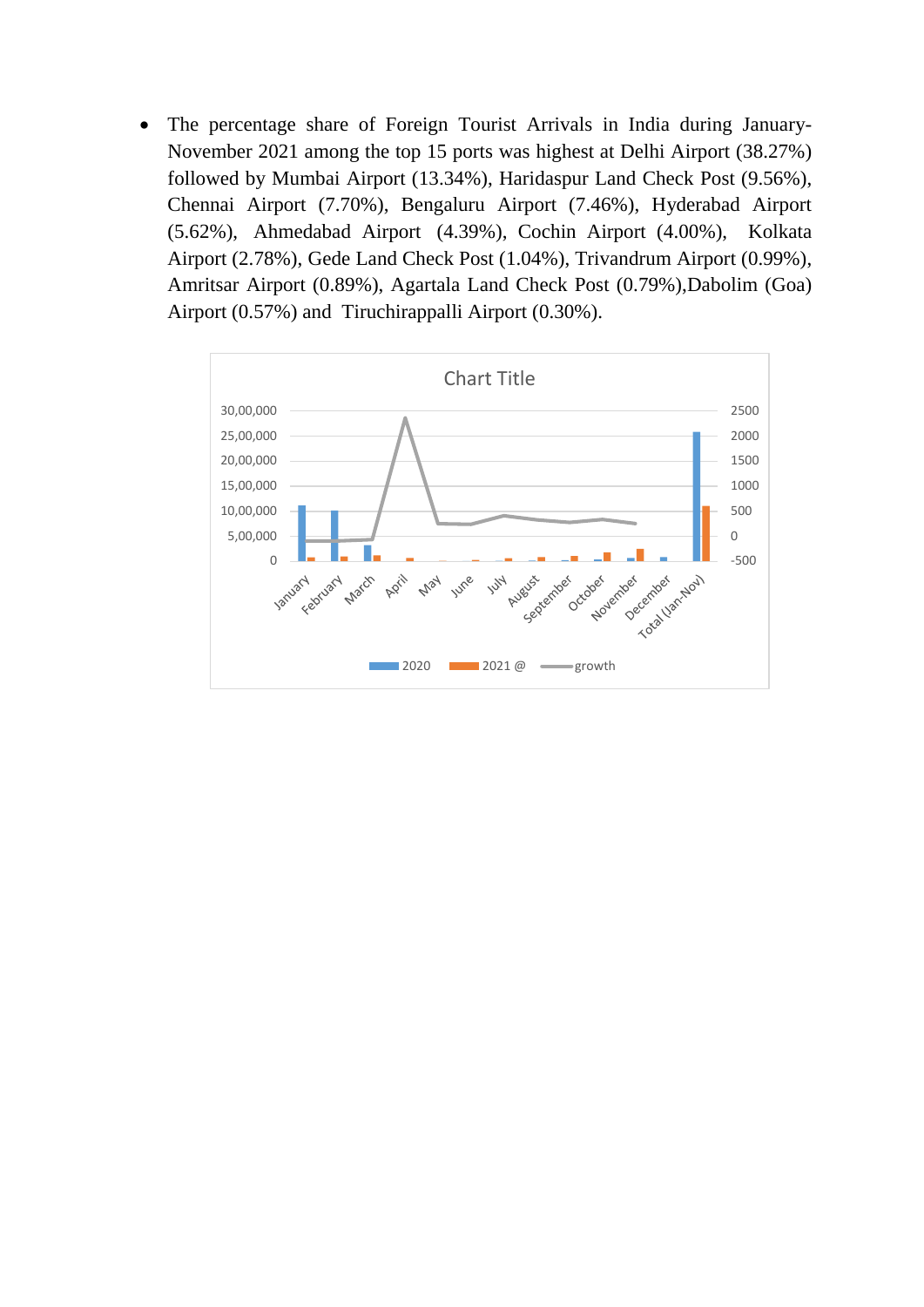- The percentage share of Foreign Tourist Arrivals in India during January-November 2021 among the top 15 ports was highest at Delhi Airport (38.27%) followed by Mumbai Airport (13.34%), Haridaspur Land Check Post (9.56%), Chennai Airport (7.70%), Bengaluru Airport (7.46%), Hyderabad Airport (5.62%), Ahmedabad Airport (4.39%), Cochin Airport (4.00%), Kolkata Airport (2.78%), Gede Land Check Post (1.04%), Trivandrum Airport (0.99%), Amritsar Airport (0.89%), Agartala Land Check Post (0.79%),Dabolim (Goa) Airport (0.57%) and Tiruchirappalli Airport (0.30%).

Chart Title

30,00,000
25,00,000
20,00,000
15,00,000
10,00,000
5,00,000
0

2500
2000
1500
1000
500
0
-500

January
February
March
April
May
June
July
August
September
October
November
December
Total (Jan-Nov)

2020
2021 @
growth